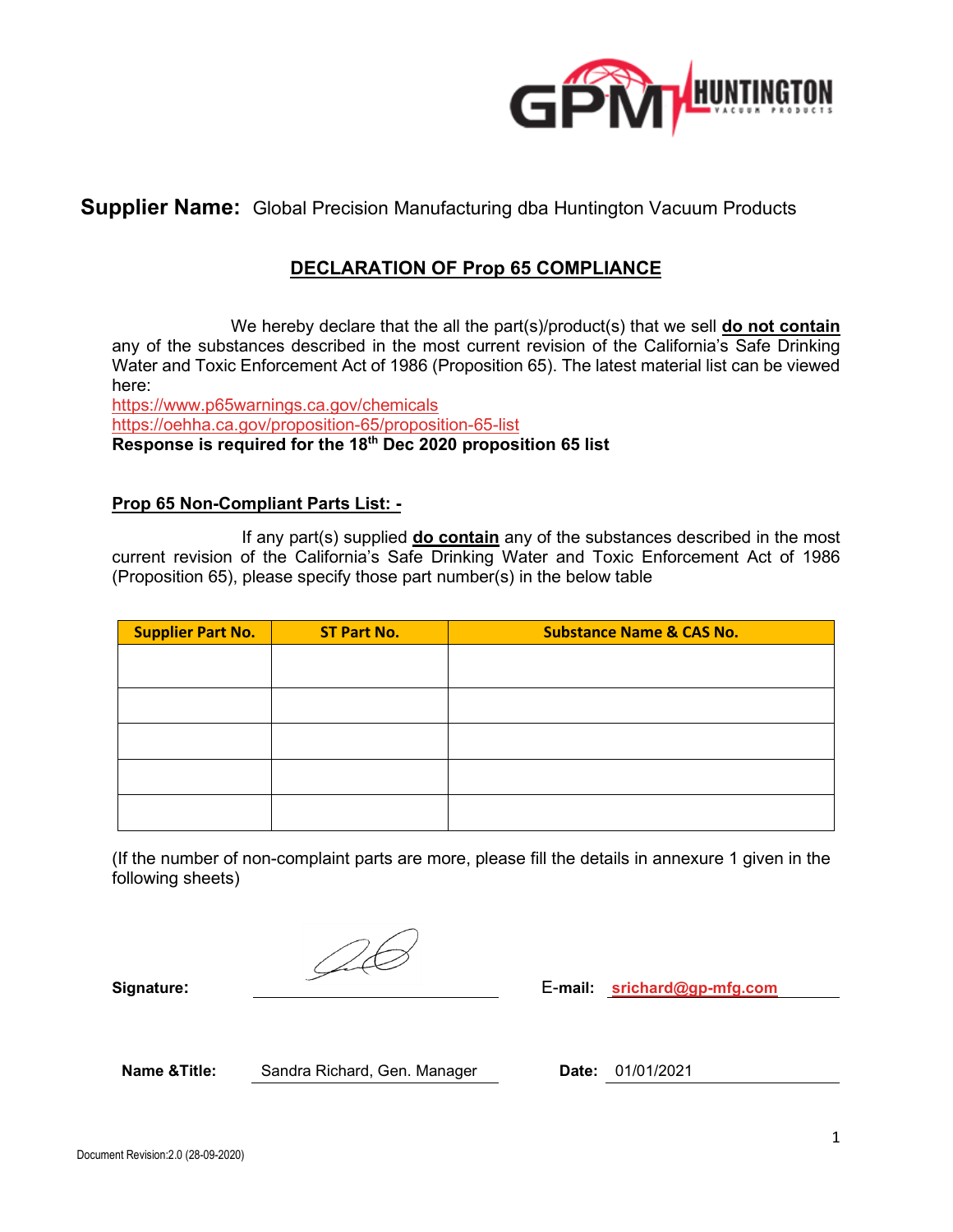**Supplier Name:** Global Precision Manufacturing dba Huntington Vacuum Products

## DECLARATION OF Prop 65 COMPLIANCE

We hereby declare that the all the part(s)/product(s) that we sell **do not contain** any of the substances described in the most current revision of the California's Safe Drinking Water and Toxic Enforcement Act of 1986 (Proposition 65). The latest material list can be viewed here:

https://www.p65warnings.ca.gov/chemicals

https://oehha.ca.gov/proposition-65/proposition-65-list

**Response is required for the 18th Dec 2020 proposition 65 list**

### Prop 65 Non-Compliant Parts List: -

If any part(s) supplied **do contain** any of the substances described in the most current revision of the California's Safe Drinking Water and Toxic Enforcement Act of 1986 (Proposition 65), please specify those part number(s) in the below table

| Supplier Part No. | ST Part No. | Substance Name & CAS No. |
|---|---|---|
| | | |
| | | |
| | | |
| | | |
| | | |

(If the number of non-complaint parts are more, please fill the details in annexure 1 given in the following sheets)

**Signature:** ____________________ **E-mail:** srichard@gp-mfg.com

**Name &Title:** Sandra Richard, Gen. Manager **Date:** 01/01/2021

Document Revision:2.0 (28-09-2020)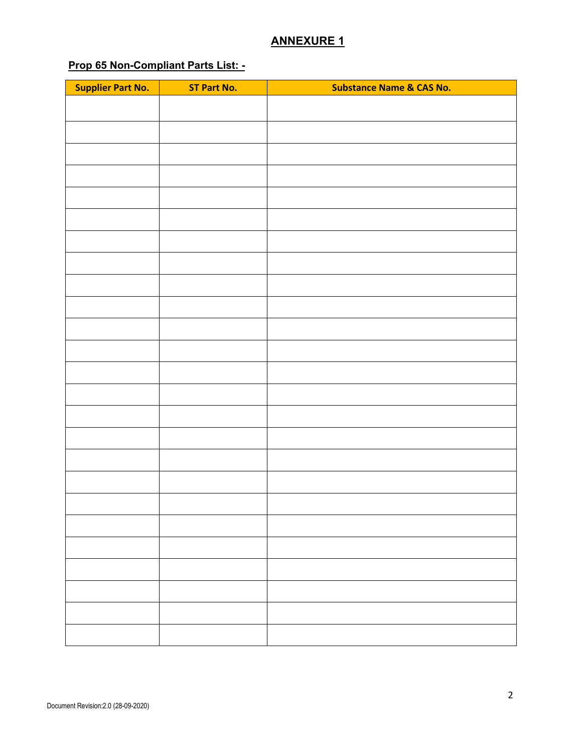# ANNEXURE 1

**Prop 65 Non-Compliant Parts List: -**

| Supplier Part No. | ST Part No. | Substance Name & CAS No. |
|---|---|---|
| | | |
| | | |
| | | |
| | | |
| | | |
| | | |
| | | |
| | | |
| | | |
| | | |
| | | |
| | | |
| | | |
| | | |
| | | |
| | | |
| | | |
| | | |
| | | |
| | | |
| | | |
| | | |
| | | |
| | | |
| | | |

Document Revision:2.0 (28-09-2020)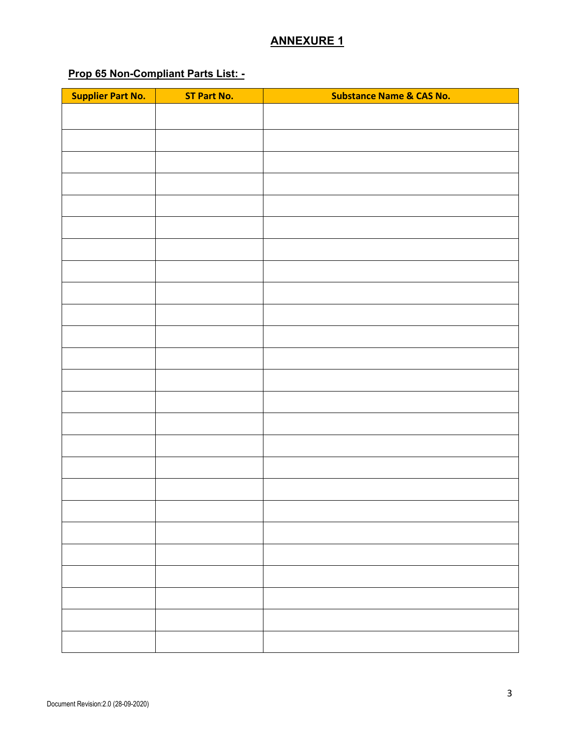# ANNEXURE 1

**Prop 65 Non-Compliant Parts List: -**

| Supplier Part No. | ST Part No. | Substance Name & CAS No. |
|---|---|---|
| | | |
| | | |
| | | |
| | | |
| | | |
| | | |
| | | |
| | | |
| | | |
| | | |
| | | |
| | | |
| | | |
| | | |
| | | |
| | | |
| | | |
| | | |
| | | |
| | | |
| | | |
| | | |
| | | |
| | | |
| | | |

Document Revision:2.0 (28-09-2020)